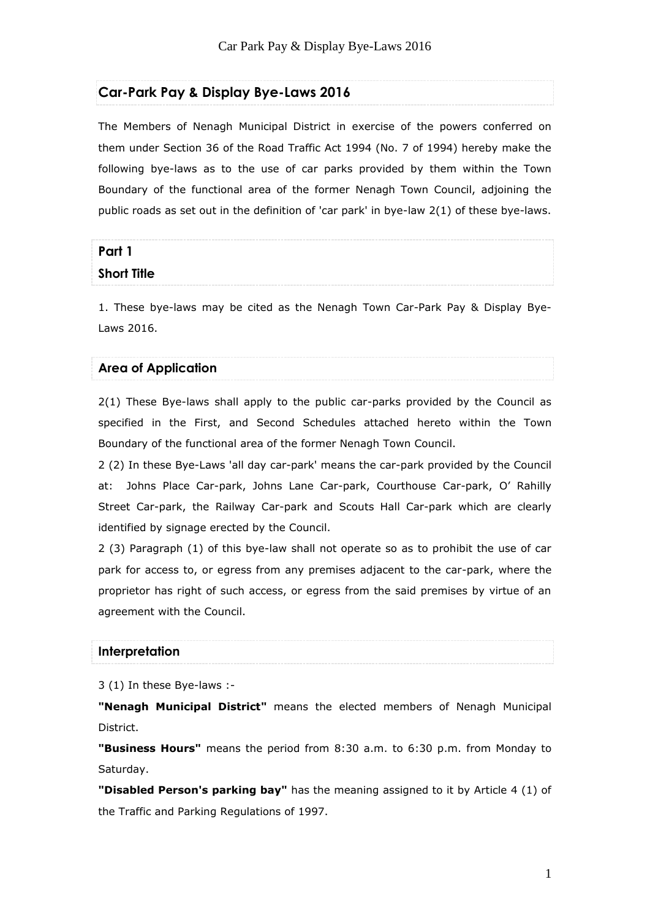## Car-Park Pay & Display Bye-Laws 2016

The Members of Nenagh Municipal District in exercise of the powers conferred on them under Section 36 of the Road Traffic Act 1994 (No. 7 of 1994) hereby make the following bye-laws as to the use of car parks provided by them within the Town Boundary of the functional area of the former Nenagh Town Council, adjoining the public roads as set out in the definition of 'car park' in bye-law 2(1) of these bye-laws.

## Part 1

## Short Title

1. These bye-laws may be cited as the Nenagh Town Car-Park Pay & Display Bye-Laws 2016.

## Area of Application

2(1) These Bye-laws shall apply to the public car-parks provided by the Council as specified in the First, and Second Schedules attached hereto within the Town Boundary of the functional area of the former Nenagh Town Council.

2 (2) In these Bye-Laws 'all day car-park' means the car-park provided by the Council at: Johns Place Car-park, Johns Lane Car-park, Courthouse Car-park, O' Rahilly Street Car-park, the Railway Car-park and Scouts Hall Car-park which are clearly identified by signage erected by the Council.

2 (3) Paragraph (1) of this bye-law shall not operate so as to prohibit the use of car park for access to, or egress from any premises adjacent to the car-park, where the proprietor has right of such access, or egress from the said premises by virtue of an agreement with the Council.

## Interpretation

3 (1) In these Bye-laws :-

**"Nenagh Municipal District"** means the elected members of Nenagh Municipal District.

**"Business Hours"** means the period from 8:30 a.m. to 6:30 p.m. from Monday to Saturday.

**"Disabled Person's parking bay"** has the meaning assigned to it by Article 4 (1) of the Traffic and Parking Regulations of 1997.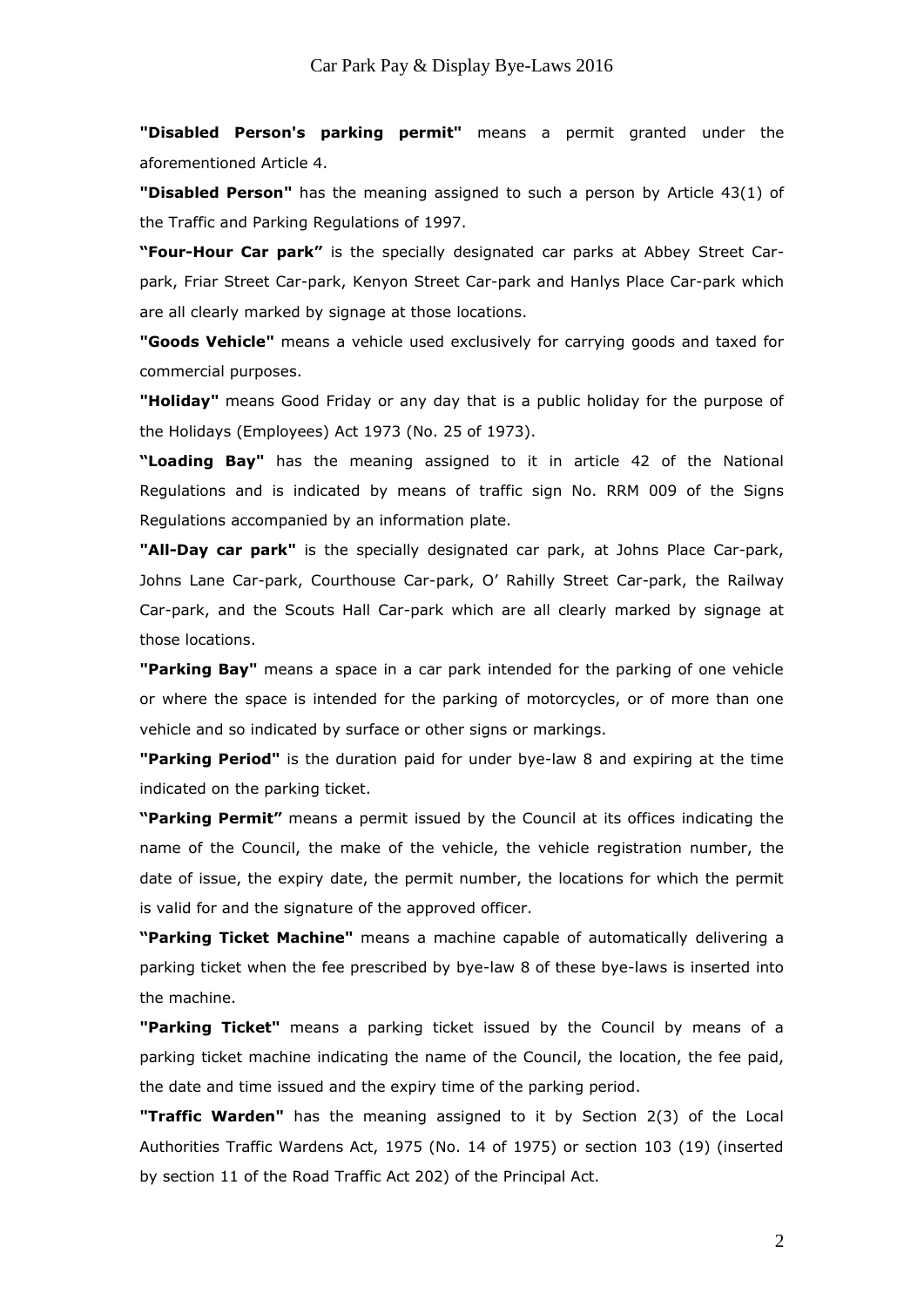**"Disabled Person's parking permit"** means a permit granted under the aforementioned Article 4.

**"Disabled Person"** has the meaning assigned to such a person by Article 43(1) of the Traffic and Parking Regulations of 1997.

**"Four-Hour Car park"** is the specially designated car parks at Abbey Street Car-park, Friar Street Car-park, Kenyon Street Car-park and Hanlys Place Car-park which are all clearly marked by signage at those locations.

**"Goods Vehicle"** means a vehicle used exclusively for carrying goods and taxed for commercial purposes.

**"Holiday"** means Good Friday or any day that is a public holiday for the purpose of the Holidays (Employees) Act 1973 (No. 25 of 1973).

**"Loading Bay"** has the meaning assigned to it in article 42 of the National Regulations and is indicated by means of traffic sign No. RRM 009 of the Signs Regulations accompanied by an information plate.

**"All-Day car park"** is the specially designated car park, at Johns Place Car-park, Johns Lane Car-park, Courthouse Car-park, O' Rahilly Street Car-park, the Railway Car-park, and the Scouts Hall Car-park which are all clearly marked by signage at those locations.

**"Parking Bay"** means a space in a car park intended for the parking of one vehicle or where the space is intended for the parking of motorcycles, or of more than one vehicle and so indicated by surface or other signs or markings.

**"Parking Period"** is the duration paid for under bye-law 8 and expiring at the time indicated on the parking ticket.

**"Parking Permit"** means a permit issued by the Council at its offices indicating the name of the Council, the make of the vehicle, the vehicle registration number, the date of issue, the expiry date, the permit number, the locations for which the permit is valid for and the signature of the approved officer.

**"Parking Ticket Machine"** means a machine capable of automatically delivering a parking ticket when the fee prescribed by bye-law 8 of these bye-laws is inserted into the machine.

**"Parking Ticket"** means a parking ticket issued by the Council by means of a parking ticket machine indicating the name of the Council, the location, the fee paid, the date and time issued and the expiry time of the parking period.

**"Traffic Warden"** has the meaning assigned to it by Section 2(3) of the Local Authorities Traffic Wardens Act, 1975 (No. 14 of 1975) or section 103 (19) (inserted by section 11 of the Road Traffic Act 202) of the Principal Act.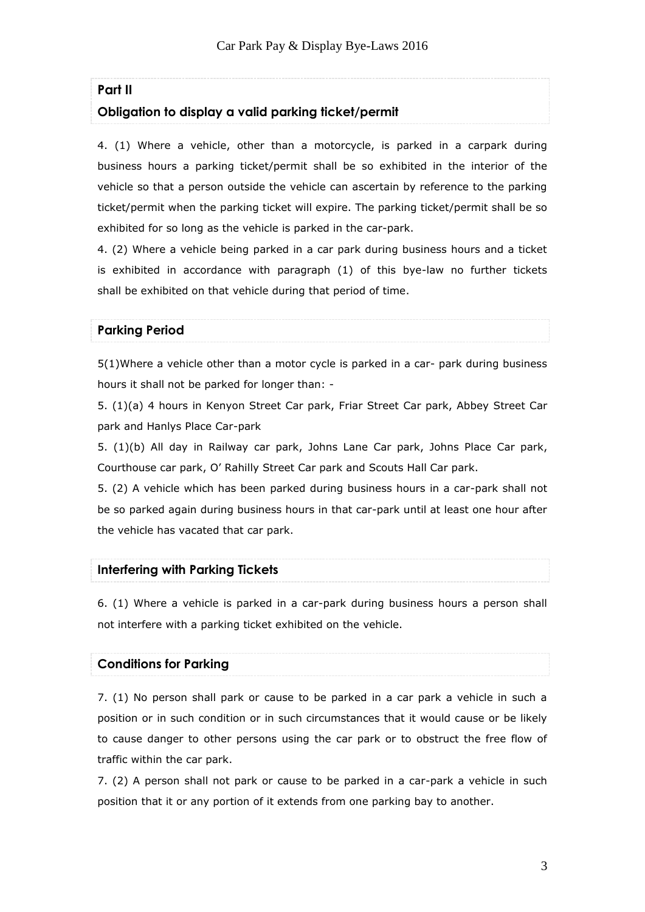## Part II

### Obligation to display a valid parking ticket/permit

4. (1) Where a vehicle, other than a motorcycle, is parked in a carpark during business hours a parking ticket/permit shall be so exhibited in the interior of the vehicle so that a person outside the vehicle can ascertain by reference to the parking ticket/permit when the parking ticket will expire. The parking ticket/permit shall be so exhibited for so long as the vehicle is parked in the car-park.

4. (2) Where a vehicle being parked in a car park during business hours and a ticket is exhibited in accordance with paragraph (1) of this bye-law no further tickets shall be exhibited on that vehicle during that period of time.

### Parking Period

5(1)Where a vehicle other than a motor cycle is parked in a car- park during business hours it shall not be parked for longer than: -

5. (1)(a) 4 hours in Kenyon Street Car park, Friar Street Car park, Abbey Street Car park and Hanlys Place Car-park

5. (1)(b) All day in Railway car park, Johns Lane Car park, Johns Place Car park, Courthouse car park, O' Rahilly Street Car park and Scouts Hall Car park.

5. (2) A vehicle which has been parked during business hours in a car-park shall not be so parked again during business hours in that car-park until at least one hour after the vehicle has vacated that car park.

### Interfering with Parking Tickets

6. (1) Where a vehicle is parked in a car-park during business hours a person shall not interfere with a parking ticket exhibited on the vehicle.

### Conditions for Parking

7. (1) No person shall park or cause to be parked in a car park a vehicle in such a position or in such condition or in such circumstances that it would cause or be likely to cause danger to other persons using the car park or to obstruct the free flow of traffic within the car park.

7. (2) A person shall not park or cause to be parked in a car-park a vehicle in such position that it or any portion of it extends from one parking bay to another.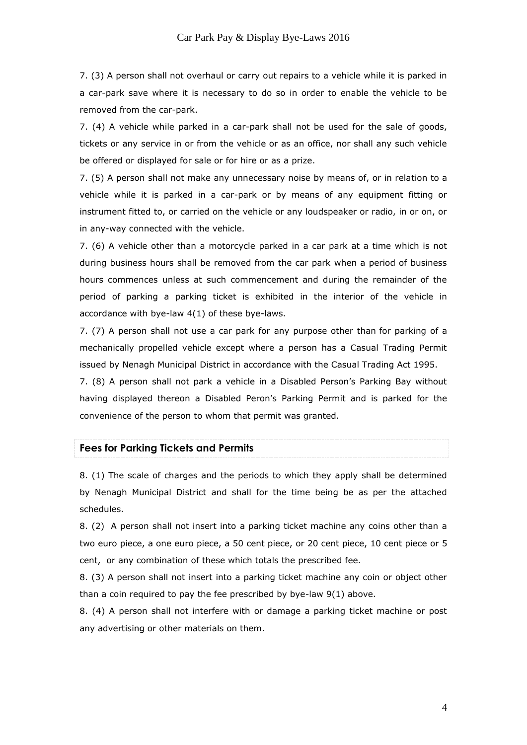7. (3) A person shall not overhaul or carry out repairs to a vehicle while it is parked in a car-park save where it is necessary to do so in order to enable the vehicle to be removed from the car-park.

7. (4) A vehicle while parked in a car-park shall not be used for the sale of goods, tickets or any service in or from the vehicle or as an office, nor shall any such vehicle be offered or displayed for sale or for hire or as a prize.

7. (5) A person shall not make any unnecessary noise by means of, or in relation to a vehicle while it is parked in a car-park or by means of any equipment fitting or instrument fitted to, or carried on the vehicle or any loudspeaker or radio, in or on, or in any-way connected with the vehicle.

7. (6) A vehicle other than a motorcycle parked in a car park at a time which is not during business hours shall be removed from the car park when a period of business hours commences unless at such commencement and during the remainder of the period of parking a parking ticket is exhibited in the interior of the vehicle in accordance with bye-law 4(1) of these bye-laws.

7. (7) A person shall not use a car park for any purpose other than for parking of a mechanically propelled vehicle except where a person has a Casual Trading Permit issued by Nenagh Municipal District in accordance with the Casual Trading Act 1995.

7. (8) A person shall not park a vehicle in a Disabled Person's Parking Bay without having displayed thereon a Disabled Peron's Parking Permit and is parked for the convenience of the person to whom that permit was granted.

## Fees for Parking Tickets and Permits

8. (1) The scale of charges and the periods to which they apply shall be determined by Nenagh Municipal District and shall for the time being be as per the attached schedules.

8. (2) A person shall not insert into a parking ticket machine any coins other than a two euro piece, a one euro piece, a 50 cent piece, or 20 cent piece, 10 cent piece or 5 cent, or any combination of these which totals the prescribed fee.

8. (3) A person shall not insert into a parking ticket machine any coin or object other than a coin required to pay the fee prescribed by bye-law 9(1) above.

8. (4) A person shall not interfere with or damage a parking ticket machine or post any advertising or other materials on them.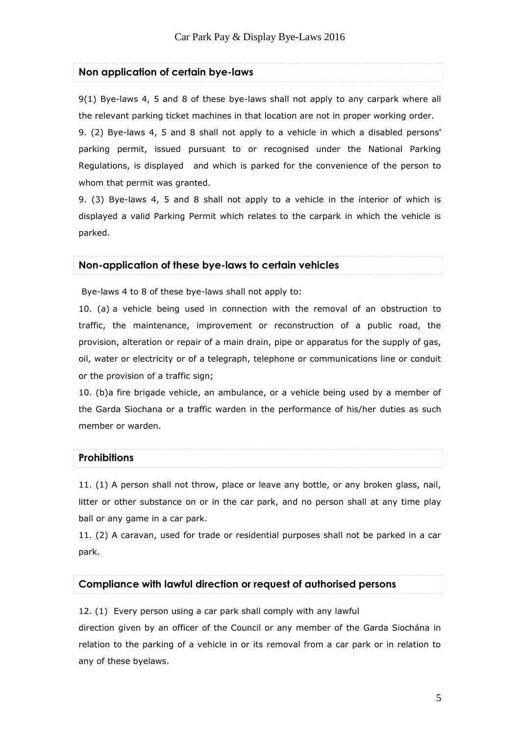## Non application of certain bye-laws

9(1) Bye-laws 4, 5 and 8 of these bye-laws shall not apply to any carpark where all the relevant parking ticket machines in that location are not in proper working order.

9. (2) Bye-laws 4, 5 and 8 shall not apply to a vehicle in which a disabled persons' parking permit, issued pursuant to or recognised under the National Parking Regulations, is displayed and which is parked for the convenience of the person to whom that permit was granted.

9. (3) Bye-laws 4, 5 and 8 shall not apply to a vehicle in the interior of which is displayed a valid Parking Permit which relates to the carpark in which the vehicle is parked.

## Non-application of these bye-laws to certain vehicles

Bye-laws 4 to 8 of these bye-laws shall not apply to:

10. (a) a vehicle being used in connection with the removal of an obstruction to traffic, the maintenance, improvement or reconstruction of a public road, the provision, alteration or repair of a main drain, pipe or apparatus for the supply of gas, oil, water or electricity or of a telegraph, telephone or communications line or conduit or the provision of a traffic sign;

10. (b)a fire brigade vehicle, an ambulance, or a vehicle being used by a member of the Garda Siochana or a traffic warden in the performance of his/her duties as such member or warden.

## Prohibitions

11. (1) A person shall not throw, place or leave any bottle, or any broken glass, nail, litter or other substance on or in the car park, and no person shall at any time play ball or any game in a car park.

11. (2) A caravan, used for trade or residential purposes shall not be parked in a car park.

## Compliance with lawful direction or request of authorised persons

12. (1) Every person using a car park shall comply with any lawful direction given by an officer of the Council or any member of the Garda Siochána in relation to the parking of a vehicle in or its removal from a car park or in relation to any of these byelaws.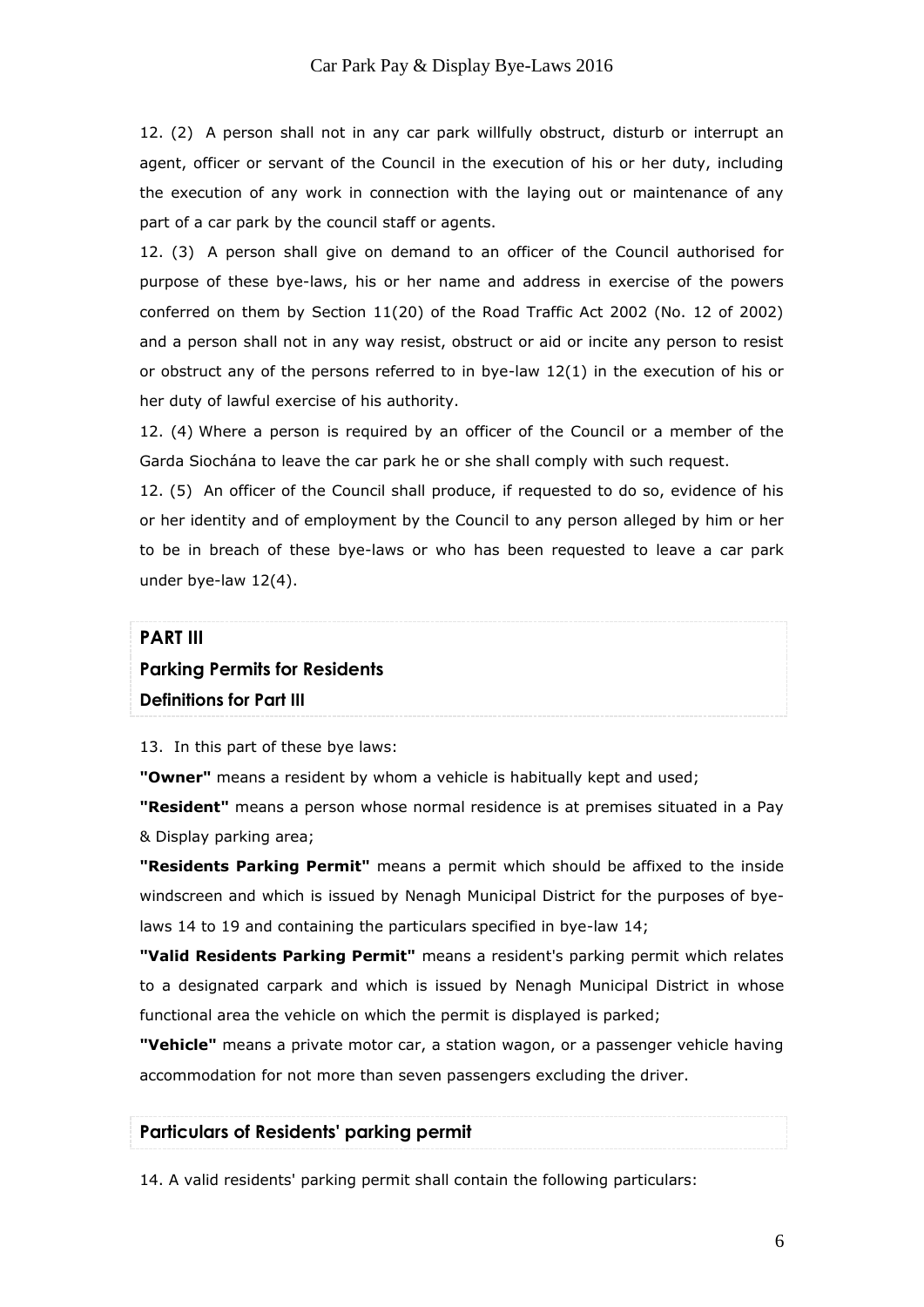12. (2) A person shall not in any car park willfully obstruct, disturb or interrupt an agent, officer or servant of the Council in the execution of his or her duty, including the execution of any work in connection with the laying out or maintenance of any part of a car park by the council staff or agents.

12. (3) A person shall give on demand to an officer of the Council authorised for purpose of these bye-laws, his or her name and address in exercise of the powers conferred on them by Section 11(20) of the Road Traffic Act 2002 (No. 12 of 2002) and a person shall not in any way resist, obstruct or aid or incite any person to resist or obstruct any of the persons referred to in bye-law 12(1) in the execution of his or her duty of lawful exercise of his authority.

12. (4) Where a person is required by an officer of the Council or a member of the Garda Siochána to leave the car park he or she shall comply with such request.

12. (5) An officer of the Council shall produce, if requested to do so, evidence of his or her identity and of employment by the Council to any person alleged by him or her to be in breach of these bye-laws or who has been requested to leave a car park under bye-law 12(4).

## PART III

### Parking Permits for Residents

### Definitions for Part III

13. In this part of these bye laws:

**"Owner"** means a resident by whom a vehicle is habitually kept and used;

**"Resident"** means a person whose normal residence is at premises situated in a Pay & Display parking area;

**"Residents Parking Permit"** means a permit which should be affixed to the inside windscreen and which is issued by Nenagh Municipal District for the purposes of bye-laws 14 to 19 and containing the particulars specified in bye-law 14;

**"Valid Residents Parking Permit"** means a resident's parking permit which relates to a designated carpark and which is issued by Nenagh Municipal District in whose functional area the vehicle on which the permit is displayed is parked;

**"Vehicle"** means a private motor car, a station wagon, or a passenger vehicle having accommodation for not more than seven passengers excluding the driver.

### Particulars of Residents' parking permit

14. A valid residents' parking permit shall contain the following particulars: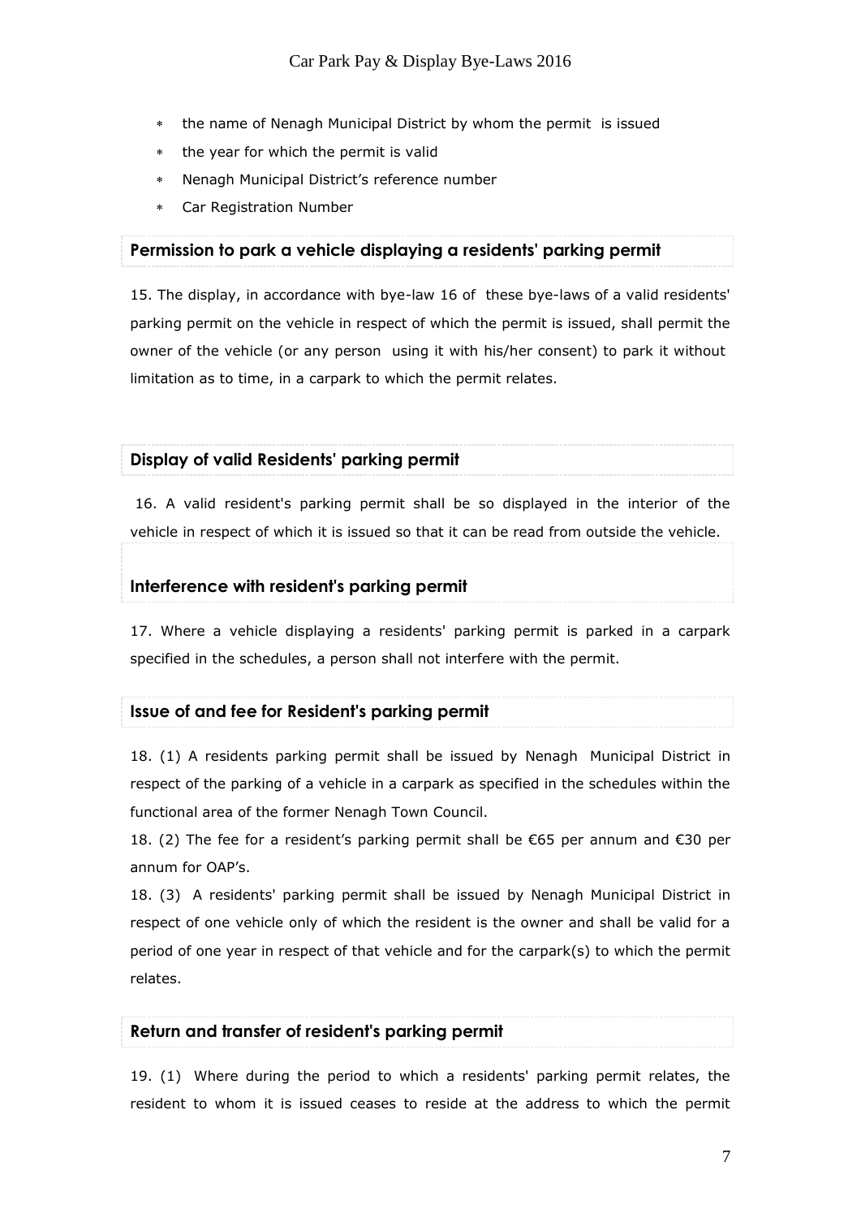- the name of Nenagh Municipal District by whom the permit is issued
- the year for which the permit is valid
- Nenagh Municipal District's reference number
- Car Registration Number

### Permission to park a vehicle displaying a residents' parking permit

15. The display, in accordance with bye-law 16 of these bye-laws of a valid residents' parking permit on the vehicle in respect of which the permit is issued, shall permit the owner of the vehicle (or any person using it with his/her consent) to park it without limitation as to time, in a carpark to which the permit relates.

### Display of valid Residents' parking permit

16. A valid resident's parking permit shall be so displayed in the interior of the vehicle in respect of which it is issued so that it can be read from outside the vehicle.

### Interference with resident's parking permit

17. Where a vehicle displaying a residents' parking permit is parked in a carpark specified in the schedules, a person shall not interfere with the permit.

### Issue of and fee for Resident's parking permit

18. (1) A residents parking permit shall be issued by Nenagh Municipal District in respect of the parking of a vehicle in a carpark as specified in the schedules within the functional area of the former Nenagh Town Council.

18. (2) The fee for a resident's parking permit shall be €65 per annum and €30 per annum for OAP's.

18. (3) A residents' parking permit shall be issued by Nenagh Municipal District in respect of one vehicle only of which the resident is the owner and shall be valid for a period of one year in respect of that vehicle and for the carpark(s) to which the permit relates.

### Return and transfer of resident's parking permit

19. (1) Where during the period to which a residents' parking permit relates, the resident to whom it is issued ceases to reside at the address to which the permit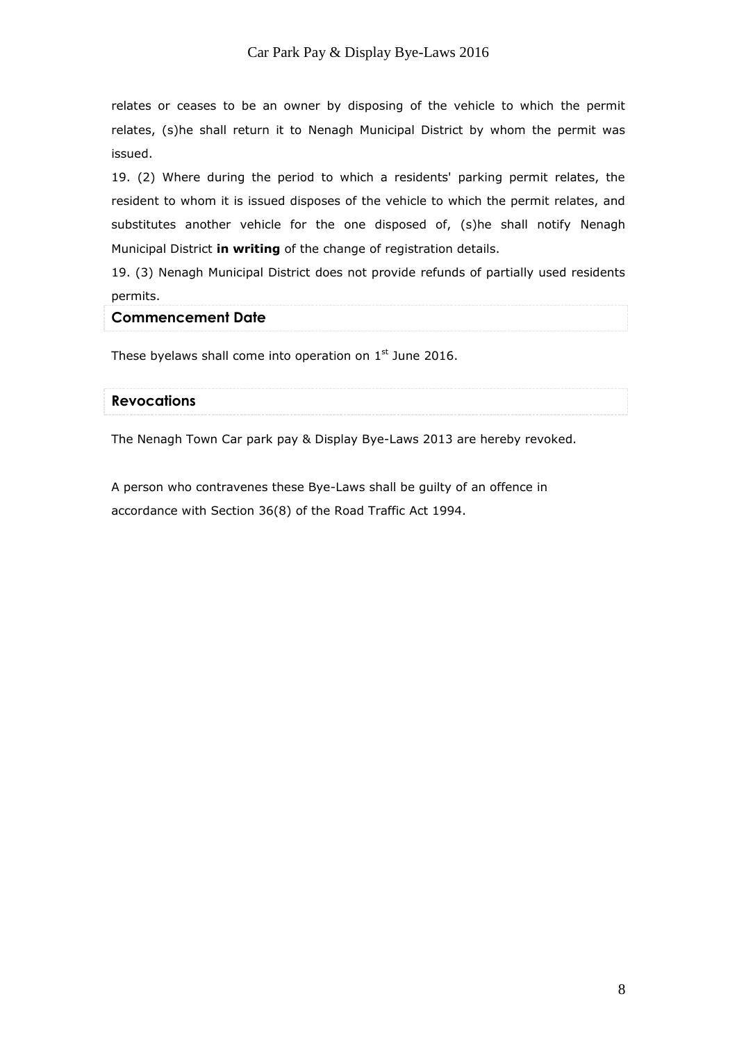relates or ceases to be an owner by disposing of the vehicle to which the permit relates, (s)he shall return it to Nenagh Municipal District by whom the permit was issued.

19. (2) Where during the period to which a residents' parking permit relates, the resident to whom it is issued disposes of the vehicle to which the permit relates, and substitutes another vehicle for the one disposed of, (s)he shall notify Nenagh Municipal District **in writing** of the change of registration details.

19. (3) Nenagh Municipal District does not provide refunds of partially used residents permits.

## Commencement Date

These byelaws shall come into operation on 1st June 2016.

## Revocations

The Nenagh Town Car park pay & Display Bye-Laws 2013 are hereby revoked.

A person who contravenes these Bye-Laws shall be guilty of an offence in accordance with Section 36(8) of the Road Traffic Act 1994.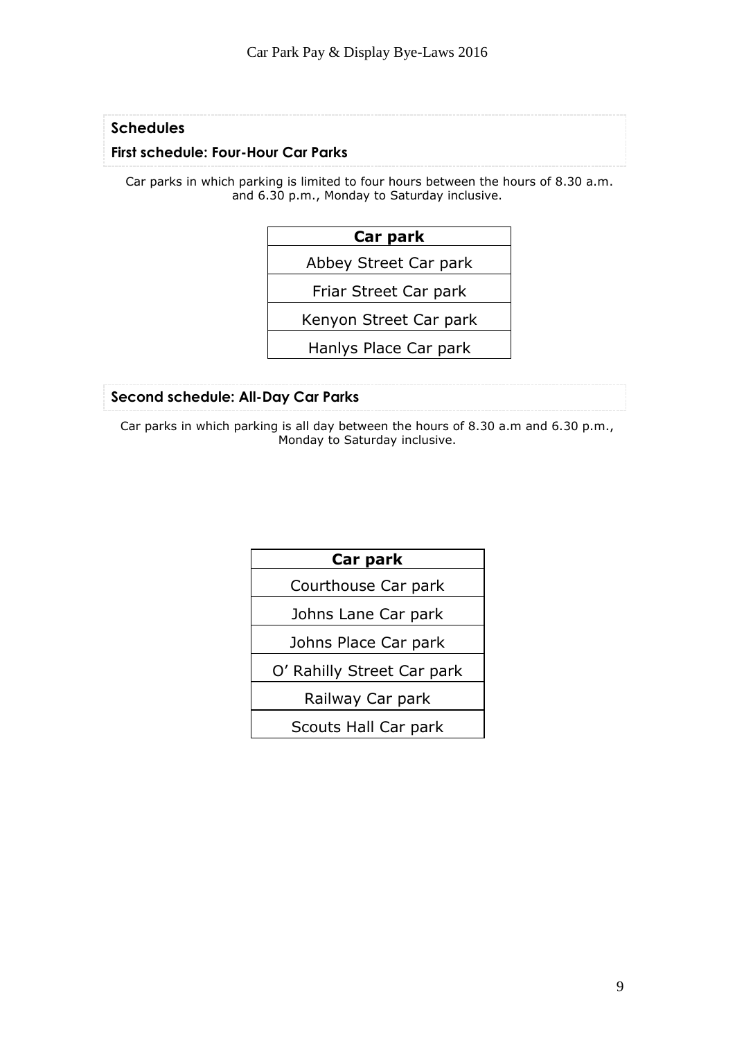## Schedules

### First schedule: Four-Hour Car Parks

Car parks in which parking is limited to four hours between the hours of 8.30 a.m. and 6.30 p.m., Monday to Saturday inclusive.

| Car park |
|---|
| Abbey Street Car park |
| Friar Street Car park |
| Kenyon Street Car park |
| Hanlys Place Car park |

### Second schedule: All-Day Car Parks

Car parks in which parking is all day between the hours of 8.30 a.m and 6.30 p.m., Monday to Saturday inclusive.

| Car park |
|---|
| Courthouse Car park |
| Johns Lane Car park |
| Johns Place Car park |
| O' Rahilly Street Car park |
| Railway Car park |
| Scouts Hall Car park |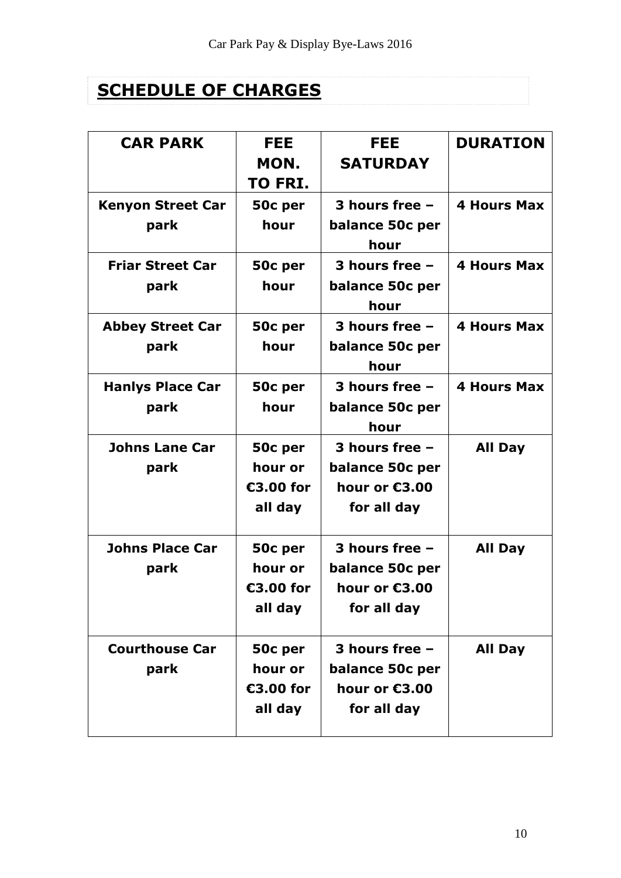## SCHEDULE OF CHARGES

| CAR PARK | FEE MON. TO FRI. | FEE SATURDAY | DURATION |
|---|---|---|---|
| Kenyon Street Car park | 50c per hour | 3 hours free – balance 50c per hour | 4 Hours Max |
| Friar Street Car park | 50c per hour | 3 hours free – balance 50c per hour | 4 Hours Max |
| Abbey Street Car park | 50c per hour | 3 hours free – balance 50c per hour | 4 Hours Max |
| Hanlys Place Car park | 50c per hour | 3 hours free – balance 50c per hour | 4 Hours Max |
| Johns Lane Car park | 50c per hour or €3.00 for all day | 3 hours free – balance 50c per hour or €3.00 for all day | All Day |
| Johns Place Car park | 50c per hour or €3.00 for all day | 3 hours free – balance 50c per hour or €3.00 for all day | All Day |
| Courthouse Car park | 50c per hour or €3.00 for all day | 3 hours free – balance 50c per hour or €3.00 for all day | All Day |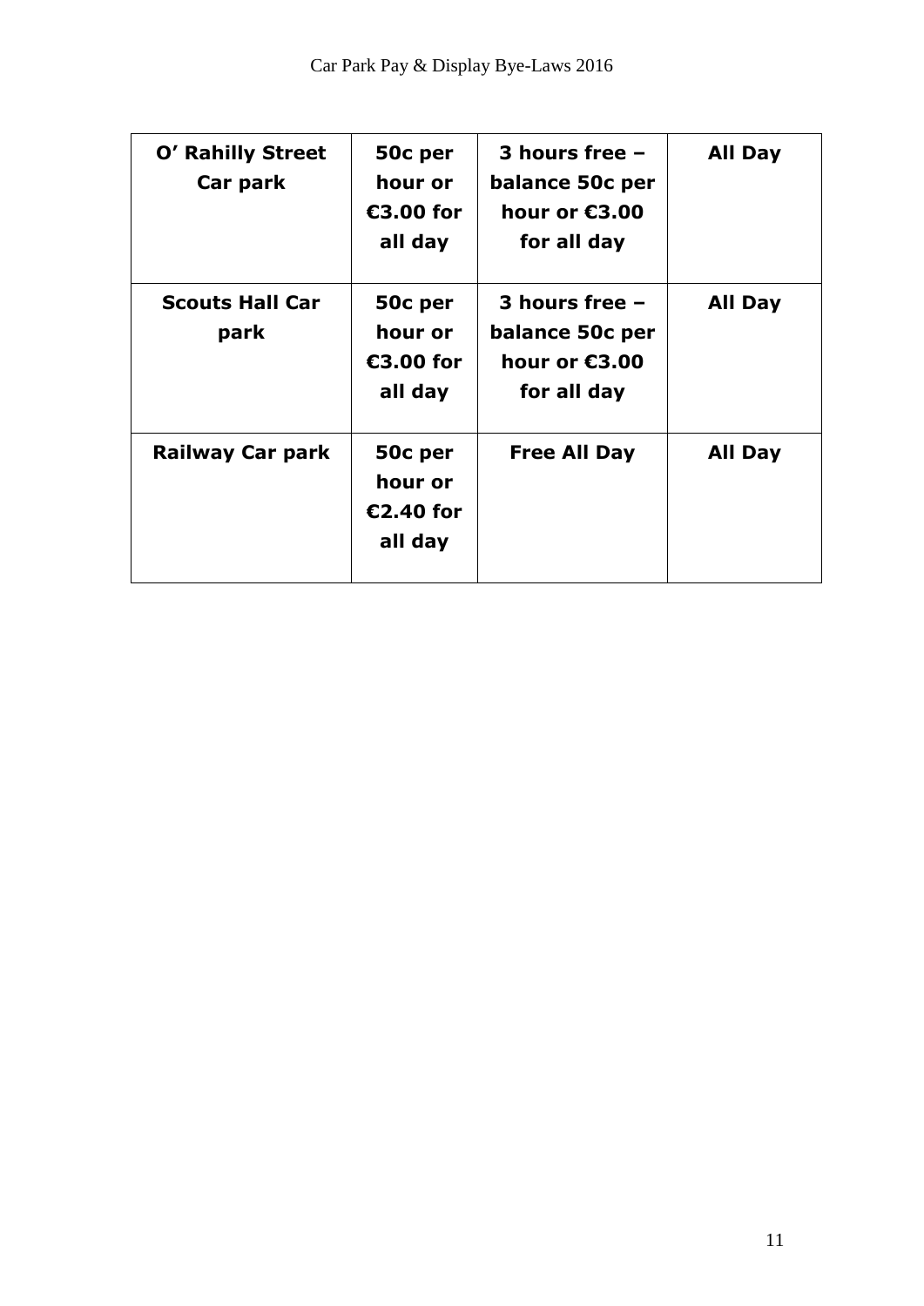| | | | |
|---|---|---|---|
| **O' Rahilly Street Car park** | **50c per hour or €3.00 for all day** | **3 hours free – balance 50c per hour or €3.00 for all day** | **All Day** |
| **Scouts Hall Car park** | **50c per hour or €3.00 for all day** | **3 hours free – balance 50c per hour or €3.00 for all day** | **All Day** |
| **Railway Car park** | **50c per hour or €2.40 for all day** | **Free All Day** | **All Day** |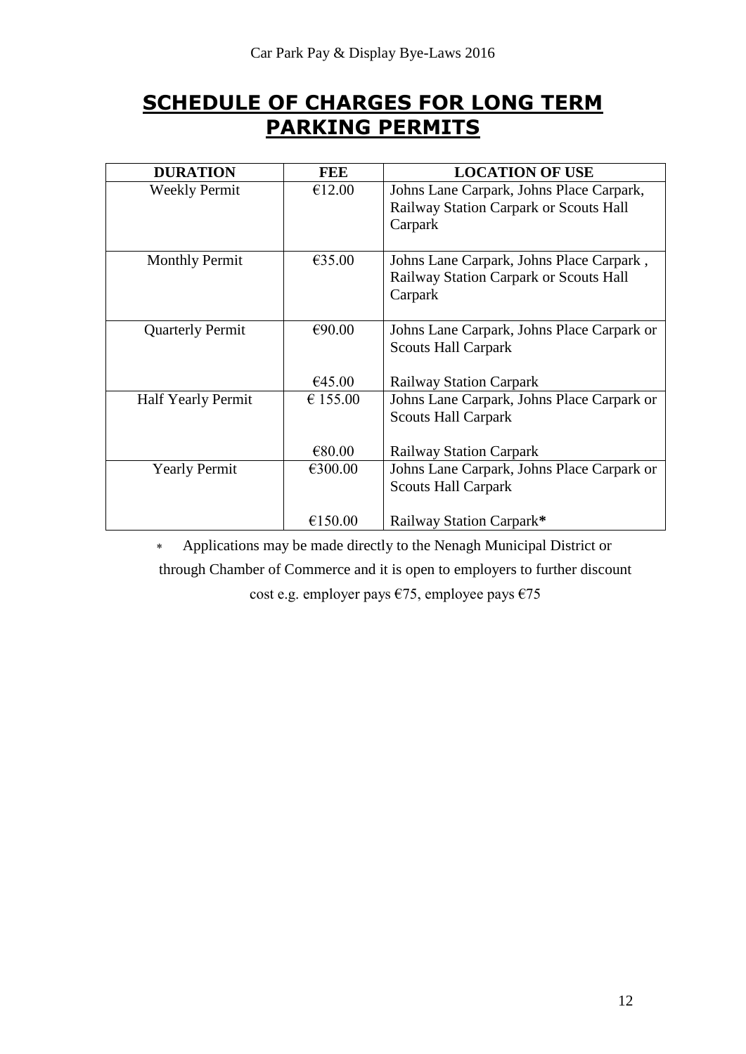# SCHEDULE OF CHARGES FOR LONG TERM PARKING PERMITS

| DURATION | FEE | LOCATION OF USE |
|---|---|---|
| Weekly Permit | €12.00 | Johns Lane Carpark, Johns Place Carpark, Railway Station Carpark or Scouts Hall Carpark |
| Monthly Permit | €35.00 | Johns Lane Carpark, Johns Place Carpark , Railway Station Carpark or Scouts Hall Carpark |
| Quarterly Permit | €90.00 | Johns Lane Carpark, Johns Place Carpark or Scouts Hall Carpark |
| | €45.00 | Railway Station Carpark |
| Half Yearly Permit | € 155.00 | Johns Lane Carpark, Johns Place Carpark or Scouts Hall Carpark |
| | €80.00 | Railway Station Carpark |
| Yearly Permit | €300.00 | Johns Lane Carpark, Johns Place Carpark or Scouts Hall Carpark |
| | €150.00 | Railway Station Carpark* |

\* Applications may be made directly to the Nenagh Municipal District or through Chamber of Commerce and it is open to employers to further discount cost e.g. employer pays €75, employee pays €75